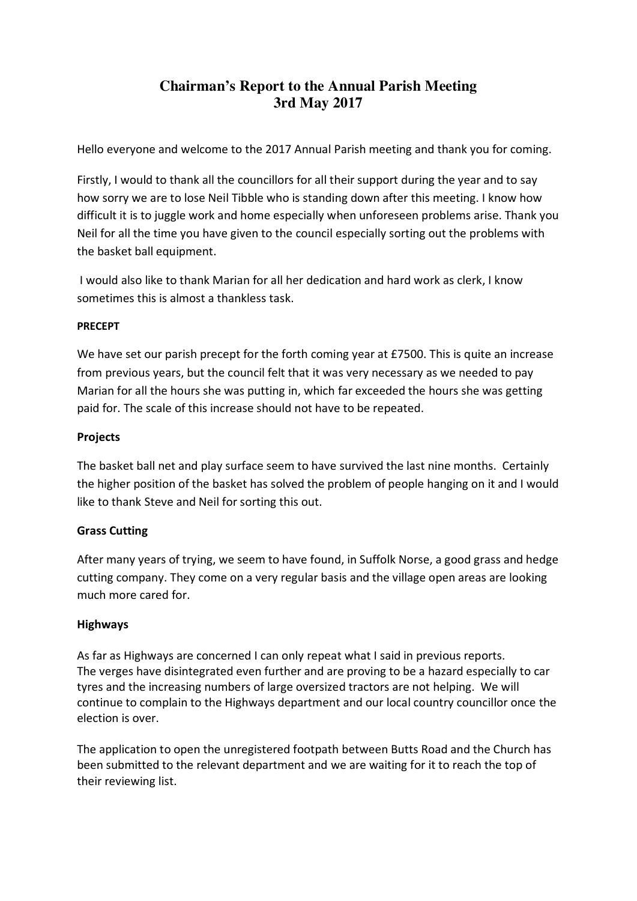# Chairman's Report to the Annual Parish Meeting
# 3rd May 2017

Hello everyone and welcome to the 2017 Annual Parish meeting and thank you for coming.

Firstly, I would to thank all the councillors for all their support during the year and to say how sorry we are to lose Neil Tibble who is standing down after this meeting. I know how difficult it is to juggle work and home especially when unforeseen problems arise. Thank you Neil for all the time you have given to the council especially sorting out the problems with the basket ball equipment.

I would also like to thank Marian for all her dedication and hard work as clerk, I know sometimes this is almost a thankless task.

**PRECEPT**

We have set our parish precept for the forth coming year at £7500. This is quite an increase from previous years, but the council felt that it was very necessary as we needed to pay Marian for all the hours she was putting in, which far exceeded the hours she was getting paid for. The scale of this increase should not have to be repeated.

**Projects**

The basket ball net and play surface seem to have survived the last nine months. Certainly the higher position of the basket has solved the problem of people hanging on it and I would like to thank Steve and Neil for sorting this out.

**Grass Cutting**

After many years of trying, we seem to have found, in Suffolk Norse, a good grass and hedge cutting company. They come on a very regular basis and the village open areas are looking much more cared for.

**Highways**

As far as Highways are concerned I can only repeat what I said in previous reports.
The verges have disintegrated even further and are proving to be a hazard especially to car tyres and the increasing numbers of large oversized tractors are not helping. We will continue to complain to the Highways department and our local country councillor once the election is over.

The application to open the unregistered footpath between Butts Road and the Church has been submitted to the relevant department and we are waiting for it to reach the top of their reviewing list.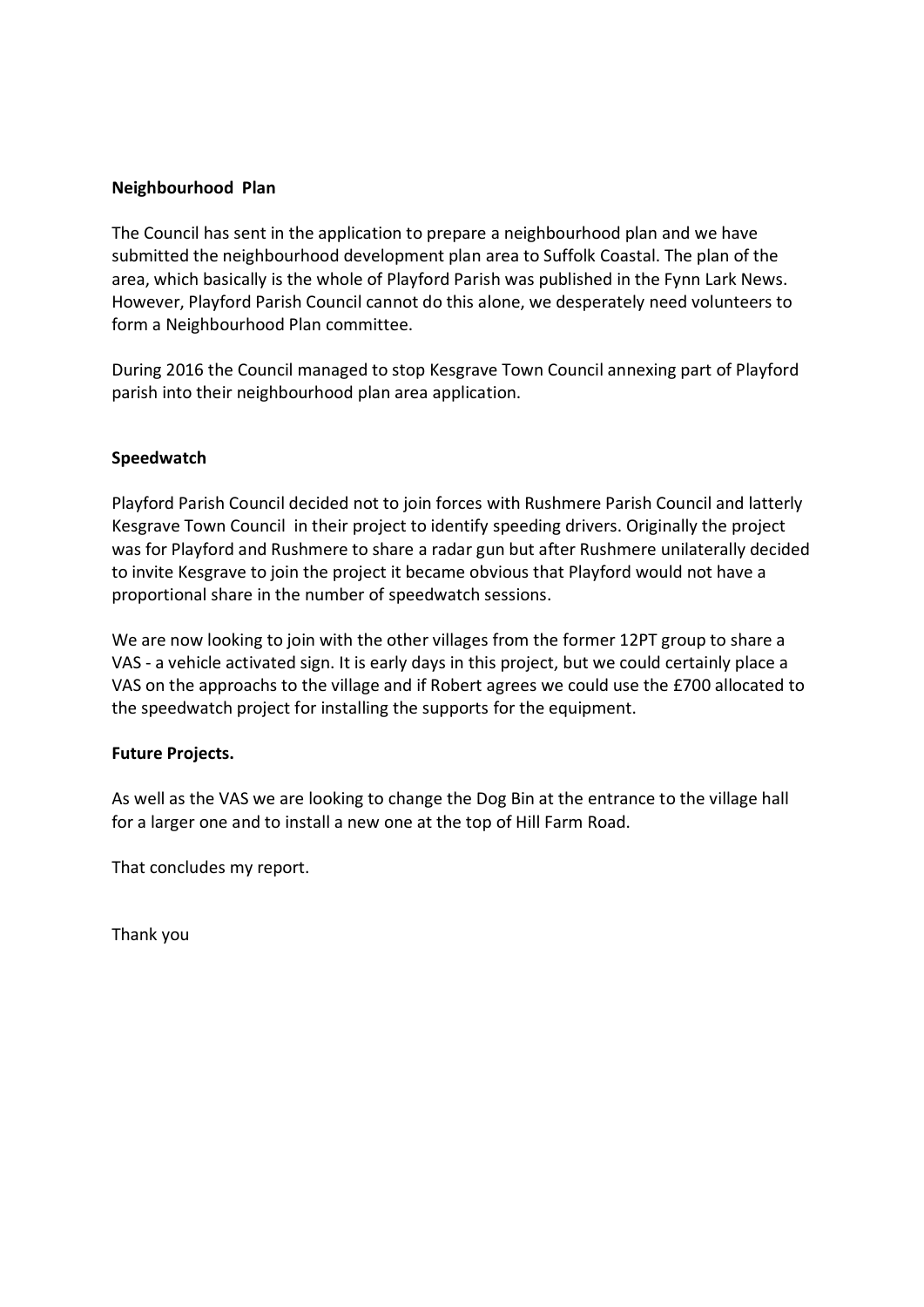**Neighbourhood Plan**

The Council has sent in the application to prepare a neighbourhood plan and we have submitted the neighbourhood development plan area to Suffolk Coastal. The plan of the area, which basically is the whole of Playford Parish was published in the Fynn Lark News. However, Playford Parish Council cannot do this alone, we desperately need volunteers to form a Neighbourhood Plan committee.

During 2016 the Council managed to stop Kesgrave Town Council annexing part of Playford parish into their neighbourhood plan area application.

**Speedwatch**

Playford Parish Council decided not to join forces with Rushmere Parish Council and latterly Kesgrave Town Council in their project to identify speeding drivers. Originally the project was for Playford and Rushmere to share a radar gun but after Rushmere unilaterally decided to invite Kesgrave to join the project it became obvious that Playford would not have a proportional share in the number of speedwatch sessions.

We are now looking to join with the other villages from the former 12PT group to share a VAS - a vehicle activated sign. It is early days in this project, but we could certainly place a VAS on the approachs to the village and if Robert agrees we could use the £700 allocated to the speedwatch project for installing the supports for the equipment.

**Future Projects.**

As well as the VAS we are looking to change the Dog Bin at the entrance to the village hall for a larger one and to install a new one at the top of Hill Farm Road.

That concludes my report.

Thank you